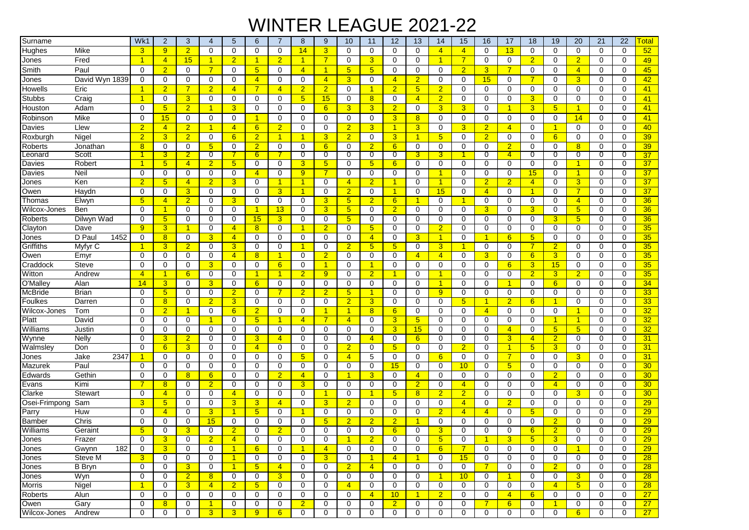# WINTER LEAGUE 2021-22

| Surname | | Wk1 | 2 | 3 | 4 | 5 | 6 | 7 | 8 | 9 | 10 | 11 | 12 | 13 | 14 | 15 | 16 | 17 | 18 | 19 | 20 | 21 | 22 | Total |
|---|---|---|---|---|---|---|---|---|---|---|---|---|---|---|---|---|---|---|---|---|---|---|---|---|
| Hughes | Mike | 3 | 9 | 2 | 0 | 0 | 0 | 0 | 14 | 3 | 0 | 0 | 0 | 0 | 4 | 4 | 0 | 13 | 0 | 0 | 0 | 0 | 0 | 52 |
| Jones | Fred | 1 | 4 | 15 | 1 | 2 | 1 | 2 | 1 | 7 | 0 | 3 | 0 | 0 | 1 | 7 | 0 | 0 | 2 | 0 | 2 | 0 | 0 | 49 |
| Smith | Paul | 0 | 2 | 0 | 7 | 0 | 5 | 0 | 4 | 1 | 5 | 5 | 0 | 0 | 0 | 2 | 3 | 7 | 0 | 0 | 4 | 0 | 0 | 45 |
| Jones | David Wyn 1839 | 0 | 0 | 0 | 0 | 0 | 4 | 0 | 0 | 4 | 3 | 0 | 4 | 2 | 0 | 0 | 15 | 0 | 7 | 0 | 3 | 0 | 0 | 42 |
| Howells | Eric | 1 | 2 | 7 | 2 | 4 | 7 | 4 | 2 | 2 | 0 | 1 | 2 | 5 | 2 | 0 | 0 | 0 | 0 | 0 | 0 | 0 | 0 | 41 |
| Stubbs | Craig | 1 | 0 | 3 | 0 | 0 | 0 | 0 | 5 | 15 | 0 | 8 | 0 | 4 | 2 | 0 | 0 | 0 | 3 | 0 | 0 | 0 | 0 | 41 |
| Houston | Adam | 0 | 5 | 2 | 1 | 3 | 0 | 0 | 0 | 6 | 3 | 3 | 2 | 0 | 3 | 3 | 0 | 1 | 3 | 5 | 1 | 0 | 0 | 41 |
| Robinson | Mike | 0 | 15 | 0 | 0 | 0 | 1 | 0 | 0 | 0 | 0 | 0 | 3 | 8 | 0 | 0 | 0 | 0 | 0 | 0 | 14 | 0 | 0 | 41 |
| Davies | Llew | 2 | 4 | 2 | 1 | 4 | 6 | 2 | 0 | 0 | 2 | 3 | 1 | 3 | 0 | 3 | 2 | 4 | 0 | 1 | 0 | 0 | 0 | 40 |
| Roxburgh | Nigel | 2 | 3 | 2 | 0 | 6 | 2 | 1 | 1 | 3 | 2 | 0 | 3 | 1 | 5 | 0 | 2 | 0 | 0 | 6 | 0 | 0 | 0 | 39 |
| Roberts | Jonathan | 8 | 0 | 0 | 5 | 0 | 2 | 0 | 0 | 6 | 0 | 2 | 6 | 0 | 0 | 0 | 0 | 2 | 0 | 0 | 8 | 0 | 0 | 39 |
| Leonard | Scott | 1 | 3 | 2 | 0 | 7 | 6 | 7 | 0 | 0 | 0 | 0 | 0 | 3 | 3 | 1 | 0 | 4 | 0 | 0 | 0 | 0 | 0 | 37 |
| Davies | Robert | 1 | 5 | 4 | 2 | 5 | 0 | 0 | 3 | 5 | 0 | 5 | 6 | 0 | 0 | 0 | 0 | 0 | 0 | 0 | 1 | 0 | 0 | 37 |
| Davies | Neil | 0 | 0 | 0 | 0 | 0 | 4 | 0 | 9 | 7 | 0 | 0 | 0 | 0 | 1 | 0 | 0 | 0 | 15 | 0 | 1 | 0 | 0 | 37 |
| Jones | Ken | 2 | 5 | 4 | 2 | 3 | 0 | 1 | 1 | 0 | 4 | 2 | 1 | 0 | 1 | 0 | 2 | 2 | 4 | 0 | 3 | 0 | 0 | 37 |
| Owen | Haydn | 0 | 0 | 3 | 0 | 0 | 0 | 3 | 1 | 0 | 2 | 0 | 1 | 0 | 15 | 0 | 4 | 0 | 1 | 0 | 7 | 0 | 0 | 37 |
| Thomas | Elwyn | 5 | 4 | 2 | 0 | 3 | 0 | 0 | 0 | 3 | 5 | 2 | 6 | 1 | 0 | 1 | 0 | 0 | 0 | 0 | 4 | 0 | 0 | 36 |
| Wilcox-Jones | Ben | 0 | 1 | 0 | 0 | 0 | 1 | 13 | 0 | 3 | 5 | 0 | 2 | 0 | 0 | 0 | 3 | 0 | 3 | 0 | 5 | 0 | 0 | 36 |
| Roberts | Dilwyn Wad | 0 | 5 | 0 | 0 | 0 | 15 | 3 | 0 | 0 | 5 | 0 | 0 | 0 | 0 | 0 | 0 | 0 | 0 | 3 | 5 | 0 | 0 | 36 |
| Clayton | Dave | 9 | 3 | 1 | 0 | 4 | 8 | 0 | 1 | 2 | 0 | 5 | 0 | 0 | 2 | 0 | 0 | 0 | 0 | 0 | 0 | 0 | 0 | 35 |
| Jones | D Paul 1452 | 0 | 8 | 0 | 3 | 4 | 0 | 0 | 0 | 0 | 0 | 4 | 0 | 3 | 1 | 0 | 1 | 6 | 5 | 0 | 0 | 0 | 0 | 35 |
| Griffiths | Myfyr C | 1 | 3 | 2 | 0 | 3 | 0 | 0 | 1 | 0 | 2 | 5 | 5 | 0 | 3 | 1 | 0 | 0 | 7 | 2 | 0 | 0 | 0 | 35 |
| Owen | Emyr | 0 | 0 | 0 | 0 | 4 | 8 | 1 | 0 | 2 | 0 | 0 | 0 | 4 | 4 | 0 | 3 | 0 | 6 | 3 | 0 | 0 | 0 | 35 |
| Craddock | Steve | 0 | 0 | 0 | 3 | 0 | 0 | 6 | 0 | 1 | 0 | 1 | 0 | 0 | 0 | 0 | 0 | 6 | 3 | 15 | 0 | 0 | 0 | 35 |
| Witton | Andrew | 4 | 1 | 6 | 0 | 0 | 1 | 1 | 2 | 9 | 0 | 2 | 1 | 0 | 1 | 0 | 0 | 0 | 2 | 3 | 2 | 0 | 0 | 35 |
| O'Malley | Alan | 14 | 3 | 0 | 3 | 0 | 6 | 0 | 0 | 0 | 0 | 0 | 0 | 0 | 1 | 0 | 0 | 1 | 0 | 6 | 0 | 0 | 0 | 34 |
| McBride | Brian | 0 | 5 | 0 | 0 | 2 | 0 | 7 | 2 | 2 | 5 | 1 | 0 | 0 | 9 | 0 | 0 | 0 | 0 | 0 | 0 | 0 | 0 | 33 |
| Foulkes | Darren | 0 | 8 | 0 | 2 | 3 | 0 | 0 | 0 | 0 | 2 | 3 | 0 | 0 | 0 | 5 | 1 | 2 | 6 | 1 | 0 | 0 | 0 | 33 |
| Wilcox-Jones | Tom | 0 | 2 | 1 | 0 | 6 | 2 | 0 | 0 | 1 | 1 | 8 | 6 | 0 | 0 | 0 | 4 | 0 | 0 | 0 | 1 | 0 | 0 | 32 |
| Platt | David | 0 | 0 | 0 | 1 | 0 | 5 | 1 | 4 | 7 | 4 | 0 | 3 | 5 | 0 | 0 | 0 | 0 | 0 | 1 | 1 | 0 | 0 | 32 |
| Williams | Justin | 0 | 0 | 0 | 0 | 0 | 0 | 0 | 0 | 0 | 0 | 0 | 3 | 15 | 0 | 0 | 0 | 4 | 0 | 5 | 5 | 0 | 0 | 32 |
| Wynne | Nelly | 0 | 3 | 2 | 0 | 0 | 3 | 4 | 0 | 0 | 0 | 4 | 0 | 6 | 0 | 0 | 0 | 3 | 4 | 2 | 0 | 0 | 0 | 31 |
| Walmsley | Don | 0 | 6 | 3 | 0 | 0 | 4 | 0 | 0 | 0 | 2 | 0 | 5 | 0 | 0 | 2 | 0 | 1 | 5 | 3 | 0 | 0 | 0 | 31 |
| Jones | Jake 2347 | 1 | 0 | 0 | 0 | 0 | 0 | 0 | 5 | 0 | 4 | 5 | 0 | 0 | 6 | 0 | 0 | 7 | 0 | 0 | 3 | 0 | 0 | 31 |
| Mazurek | Paul | 0 | 0 | 0 | 0 | 0 | 0 | 0 | 0 | 0 | 0 | 0 | 15 | 0 | 0 | 10 | 0 | 5 | 0 | 0 | 0 | 0 | 0 | 30 |
| Edwards | Gethin | 0 | 0 | 8 | 6 | 0 | 0 | 2 | 4 | 0 | 1 | 3 | 0 | 4 | 0 | 0 | 0 | 0 | 0 | 2 | 0 | 0 | 0 | 30 |
| Evans | Kimi | 7 | 8 | 0 | 2 | 0 | 0 | 0 | 3 | 0 | 0 | 0 | 0 | 2 | 0 | 4 | 0 | 0 | 0 | 4 | 0 | 0 | 0 | 30 |
| Clarke | Stewart | 0 | 4 | 0 | 0 | 4 | 0 | 0 | 0 | 1 | 0 | 1 | 5 | 8 | 2 | 2 | 0 | 0 | 0 | 0 | 3 | 0 | 0 | 30 |
| Osei-Frimpong | Sam | 3 | 5 | 0 | 0 | 3 | 3 | 4 | 0 | 3 | 2 | 0 | 0 | 0 | 0 | 4 | 0 | 2 | 0 | 0 | 0 | 0 | 0 | 29 |
| Parry | Huw | 0 | 4 | 0 | 3 | 1 | 5 | 0 | 1 | 0 | 0 | 0 | 0 | 0 | 2 | 4 | 4 | 0 | 5 | 0 | 0 | 0 | 0 | 29 |
| Bamber | Chris | 0 | 0 | 0 | 15 | 0 | 0 | 0 | 0 | 5 | 2 | 2 | 2 | 1 | 0 | 0 | 0 | 0 | 0 | 2 | 0 | 0 | 0 | 29 |
| Williams | Geraint | 5 | 0 | 3 | 0 | 2 | 0 | 2 | 0 | 0 | 0 | 0 | 6 | 0 | 3 | 0 | 0 | 0 | 6 | 2 | 0 | 0 | 0 | 29 |
| Jones | Frazer | 0 | 3 | 0 | 2 | 4 | 0 | 0 | 0 | 0 | 1 | 2 | 0 | 0 | 5 | 0 | 1 | 3 | 5 | 3 | 0 | 0 | 0 | 29 |
| Jones | Gwynn 182 | 0 | 3 | 0 | 0 | 1 | 6 | 0 | 1 | 4 | 0 | 0 | 0 | 0 | 6 | 7 | 0 | 0 | 0 | 0 | 1 | 0 | 0 | 29 |
| Jones | Steve M | 3 | 0 | 0 | 0 | 1 | 0 | 0 | 0 | 3 | 0 | 1 | 4 | 1 | 0 | 15 | 0 | 0 | 0 | 0 | 0 | 0 | 0 | 28 |
| Jones | B Bryn | 0 | 0 | 3 | 0 | 1 | 5 | 4 | 0 | 0 | 2 | 4 | 0 | 0 | 0 | 0 | 7 | 0 | 0 | 2 | 0 | 0 | 0 | 28 |
| Jones | Wyn | 0 | 0 | 2 | 8 | 0 | 0 | 3 | 0 | 0 | 0 | 0 | 0 | 0 | 1 | 10 | 0 | 1 | 0 | 0 | 3 | 0 | 0 | 28 |
| Morris | Nigel | 1 | 0 | 3 | 4 | 2 | 5 | 0 | 0 | 0 | 4 | 0 | 0 | 0 | 0 | 0 | 0 | 0 | 0 | 4 | 5 | 0 | 0 | 28 |
| Roberts | Alun | 0 | 0 | 0 | 0 | 0 | 0 | 0 | 0 | 0 | 0 | 4 | 10 | 1 | 2 | 0 | 0 | 4 | 6 | 0 | 0 | 0 | 0 | 27 |
| Owen | Gary | 0 | 8 | 0 | 1 | 0 | 0 | 0 | 2 | 0 | 0 | 0 | 2 | 0 | 0 | 0 | 7 | 6 | 0 | 1 | 0 | 0 | 0 | 27 |
| Wilcox-Jones | Andrew | 0 | 0 | 0 | 3 | 3 | 9 | 6 | 0 | 0 | 0 | 0 | 0 | 0 | 0 | 0 | 0 | 0 | 0 | 0 | 6 | 0 | 0 | 27 |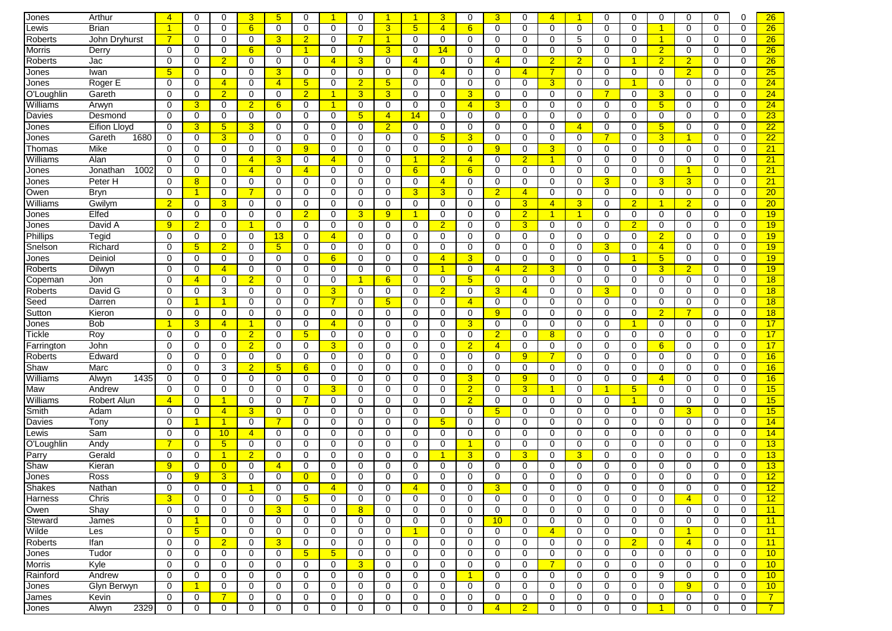| | | | | | | | | | | | | | | | | | | | | | | | | | |
|---|---|---|---|---|---|---|---|---|---|---|---|---|---|---|---|---|---|---|---|---|---|---|---|---|---|
| Jones | Arthur | 4 | 0 | 0 | 3 | 5 | 0 | 1 | 0 | 1 | 1 | 3 | 0 | 3 | 0 | 4 | 1 | 0 | 0 | 0 | 0 | 0 | 0 | 26 |
| Lewis | Brian | 1 | 0 | 0 | 6 | 0 | 0 | 0 | 0 | 3 | 5 | 4 | 6 | 0 | 0 | 0 | 0 | 0 | 0 | 1 | 0 | 0 | 0 | 26 |
| Roberts | John Dryhurst | 7 | 0 | 0 | 0 | 3 | 2 | 0 | 7 | 1 | 0 | 0 | 0 | 0 | 0 | 0 | 5 | 0 | 0 | 1 | 0 | 0 | 0 | 26 |
| Morris | Derry | 0 | 0 | 0 | 6 | 0 | 1 | 0 | 0 | 3 | 0 | 14 | 0 | 0 | 0 | 0 | 0 | 0 | 0 | 2 | 0 | 0 | 0 | 26 |
| Roberts | Jac | 0 | 0 | 2 | 0 | 0 | 0 | 4 | 3 | 0 | 4 | 0 | 0 | 4 | 0 | 2 | 2 | 0 | 1 | 2 | 2 | 0 | 0 | 26 |
| Jones | Iwan | 5 | 0 | 0 | 0 | 3 | 0 | 0 | 0 | 0 | 0 | 4 | 0 | 0 | 4 | 7 | 0 | 0 | 0 | 0 | 2 | 0 | 0 | 25 |
| Jones | Roger E | 0 | 0 | 4 | 0 | 4 | 5 | 0 | 2 | 5 | 0 | 0 | 0 | 0 | 0 | 3 | 0 | 0 | 1 | 0 | 0 | 0 | 0 | 24 |
| O'Loughlin | Gareth | 0 | 0 | 2 | 0 | 0 | 2 | 1 | 3 | 3 | 0 | 0 | 3 | 0 | 0 | 0 | 0 | 7 | 0 | 3 | 0 | 0 | 0 | 24 |
| Williams | Arwyn | 0 | 3 | 0 | 2 | 6 | 0 | 1 | 0 | 0 | 0 | 0 | 4 | 3 | 0 | 0 | 0 | 0 | 0 | 5 | 0 | 0 | 0 | 24 |
| Davies | Desmond | 0 | 0 | 0 | 0 | 0 | 0 | 0 | 5 | 4 | 14 | 0 | 0 | 0 | 0 | 0 | 0 | 0 | 0 | 0 | 0 | 0 | 0 | 23 |
| Jones | Eifion Lloyd | 0 | 3 | 5 | 3 | 0 | 0 | 0 | 0 | 2 | 0 | 0 | 0 | 0 | 0 | 0 | 4 | 0 | 0 | 5 | 0 | 0 | 0 | 22 |
| Jones | Gareth 1680 | 0 | 0 | 3 | 0 | 0 | 0 | 0 | 0 | 0 | 0 | 5 | 3 | 0 | 0 | 0 | 0 | 7 | 0 | 3 | 1 | 0 | 0 | 22 |
| Thomas | Mike | 0 | 0 | 0 | 0 | 0 | 9 | 0 | 0 | 0 | 0 | 0 | 0 | 9 | 0 | 3 | 0 | 0 | 0 | 0 | 0 | 0 | 0 | 21 |
| Williams | Alan | 0 | 0 | 0 | 4 | 3 | 0 | 4 | 0 | 0 | 1 | 2 | 4 | 0 | 2 | 1 | 0 | 0 | 0 | 0 | 0 | 0 | 0 | 21 |
| Jones | Jonathan 1002 | 0 | 0 | 0 | 4 | 0 | 4 | 0 | 0 | 0 | 6 | 0 | 6 | 0 | 0 | 0 | 0 | 0 | 0 | 0 | 1 | 0 | 0 | 21 |
| Jones | Peter H | 0 | 8 | 0 | 0 | 0 | 0 | 0 | 0 | 0 | 0 | 4 | 0 | 0 | 0 | 0 | 0 | 3 | 0 | 3 | 3 | 0 | 0 | 21 |
| Owen | Bryn | 0 | 1 | 0 | 7 | 0 | 0 | 0 | 0 | 0 | 3 | 3 | 0 | 2 | 4 | 0 | 0 | 0 | 0 | 0 | 0 | 0 | 0 | 20 |
| Williams | Gwilym | 2 | 0 | 3 | 0 | 0 | 0 | 0 | 0 | 0 | 0 | 0 | 0 | 0 | 3 | 4 | 3 | 0 | 2 | 1 | 2 | 0 | 0 | 20 |
| Jones | Elfed | 0 | 0 | 0 | 0 | 0 | 2 | 0 | 3 | 9 | 1 | 0 | 0 | 0 | 2 | 1 | 1 | 0 | 0 | 0 | 0 | 0 | 0 | 19 |
| Jones | David A | 9 | 2 | 0 | 1 | 0 | 0 | 0 | 0 | 0 | 0 | 2 | 0 | 0 | 3 | 0 | 0 | 0 | 2 | 0 | 0 | 0 | 0 | 19 |
| Phillips | Tegid | 0 | 0 | 0 | 0 | 13 | 0 | 4 | 0 | 0 | 0 | 0 | 0 | 0 | 0 | 0 | 0 | 0 | 0 | 2 | 0 | 0 | 0 | 19 |
| Snelson | Richard | 0 | 5 | 2 | 0 | 5 | 0 | 0 | 0 | 0 | 0 | 0 | 0 | 0 | 0 | 0 | 0 | 3 | 0 | 4 | 0 | 0 | 0 | 19 |
| Jones | Deiniol | 0 | 0 | 0 | 0 | 0 | 0 | 6 | 0 | 0 | 0 | 4 | 3 | 0 | 0 | 0 | 0 | 0 | 1 | 5 | 0 | 0 | 0 | 19 |
| Roberts | Dilwyn | 0 | 0 | 4 | 0 | 0 | 0 | 0 | 0 | 0 | 0 | 1 | 0 | 4 | 2 | 3 | 0 | 0 | 0 | 3 | 2 | 0 | 0 | 19 |
| Copeman | Jon | 0 | 4 | 0 | 2 | 0 | 0 | 0 | 1 | 6 | 0 | 0 | 5 | 0 | 0 | 0 | 0 | 0 | 0 | 0 | 0 | 0 | 0 | 18 |
| Roberts | David G | 0 | 0 | 3 | 0 | 0 | 0 | 3 | 0 | 0 | 0 | 2 | 0 | 3 | 4 | 0 | 0 | 3 | 0 | 0 | 0 | 0 | 0 | 18 |
| Seed | Darren | 0 | 1 | 1 | 0 | 0 | 0 | 7 | 0 | 5 | 0 | 0 | 4 | 0 | 0 | 0 | 0 | 0 | 0 | 0 | 0 | 0 | 0 | 18 |
| Sutton | Kieron | 0 | 0 | 0 | 0 | 0 | 0 | 0 | 0 | 0 | 0 | 0 | 0 | 9 | 0 | 0 | 0 | 0 | 0 | 2 | 7 | 0 | 0 | 18 |
| Jones | Bob | 1 | 3 | 4 | 1 | 0 | 0 | 4 | 0 | 0 | 0 | 0 | 3 | 0 | 0 | 0 | 0 | 0 | 1 | 0 | 0 | 0 | 0 | 17 |
| Tickle | Roy | 0 | 0 | 0 | 2 | 0 | 5 | 0 | 0 | 0 | 0 | 0 | 0 | 2 | 0 | 8 | 0 | 0 | 0 | 0 | 0 | 0 | 0 | 17 |
| Farrington | John | 0 | 0 | 0 | 2 | 0 | 0 | 3 | 0 | 0 | 0 | 0 | 2 | 4 | 0 | 0 | 0 | 0 | 0 | 6 | 0 | 0 | 0 | 17 |
| Roberts | Edward | 0 | 0 | 0 | 0 | 0 | 0 | 0 | 0 | 0 | 0 | 0 | 0 | 0 | 9 | 7 | 0 | 0 | 0 | 0 | 0 | 0 | 0 | 16 |
| Shaw | Marc | 0 | 0 | 3 | 2 | 5 | 6 | 0 | 0 | 0 | 0 | 0 | 0 | 0 | 0 | 0 | 0 | 0 | 0 | 0 | 0 | 0 | 0 | 16 |
| Williams | Alwyn 1435 | 0 | 0 | 0 | 0 | 0 | 0 | 0 | 0 | 0 | 0 | 0 | 3 | 0 | 9 | 0 | 0 | 0 | 0 | 4 | 0 | 0 | 0 | 16 |
| Maw | Andrew | 0 | 0 | 0 | 0 | 0 | 0 | 3 | 0 | 0 | 0 | 0 | 2 | 0 | 3 | 1 | 0 | 1 | 5 | 0 | 0 | 0 | 0 | 15 |
| Williams | Robert Alun | 4 | 0 | 1 | 0 | 0 | 7 | 0 | 0 | 0 | 0 | 0 | 2 | 0 | 0 | 0 | 0 | 0 | 1 | 0 | 0 | 0 | 0 | 15 |
| Smith | Adam | 0 | 0 | 4 | 3 | 0 | 0 | 0 | 0 | 0 | 0 | 0 | 0 | 5 | 0 | 0 | 0 | 0 | 0 | 0 | 3 | 0 | 0 | 15 |
| Davies | Tony | 0 | 1 | 1 | 0 | 7 | 0 | 0 | 0 | 0 | 0 | 5 | 0 | 0 | 0 | 0 | 0 | 0 | 0 | 0 | 0 | 0 | 0 | 14 |
| Lewis | Sam | 0 | 0 | 10 | 4 | 0 | 0 | 0 | 0 | 0 | 0 | 0 | 0 | 0 | 0 | 0 | 0 | 0 | 0 | 0 | 0 | 0 | 0 | 14 |
| O'Loughlin | Andy | 7 | 0 | 5 | 0 | 0 | 0 | 0 | 0 | 0 | 0 | 0 | 1 | 0 | 0 | 0 | 0 | 0 | 0 | 0 | 0 | 0 | 0 | 13 |
| Parry | Gerald | 0 | 0 | 1 | 2 | 0 | 0 | 0 | 0 | 0 | 0 | 1 | 3 | 0 | 3 | 0 | 3 | 0 | 0 | 0 | 0 | 0 | 0 | 13 |
| Shaw | Kieran | 9 | 0 | 0 | 0 | 4 | 0 | 0 | 0 | 0 | 0 | 0 | 0 | 0 | 0 | 0 | 0 | 0 | 0 | 0 | 0 | 0 | 0 | 13 |
| Jones | Ross | 0 | 9 | 3 | 0 | 0 | 0 | 0 | 0 | 0 | 0 | 0 | 0 | 0 | 0 | 0 | 0 | 0 | 0 | 0 | 0 | 0 | 0 | 12 |
| Shakes | Nathan | 0 | 0 | 0 | 1 | 0 | 0 | 4 | 0 | 0 | 4 | 0 | 0 | 3 | 0 | 0 | 0 | 0 | 0 | 0 | 0 | 0 | 0 | 12 |
| Harness | Chris | 3 | 0 | 0 | 0 | 0 | 5 | 0 | 0 | 0 | 0 | 0 | 0 | 0 | 0 | 0 | 0 | 0 | 0 | 0 | 4 | 0 | 0 | 12 |
| Owen | Shay | 0 | 0 | 0 | 0 | 3 | 0 | 0 | 8 | 0 | 0 | 0 | 0 | 0 | 0 | 0 | 0 | 0 | 0 | 0 | 0 | 0 | 0 | 11 |
| Steward | James | 0 | 1 | 0 | 0 | 0 | 0 | 0 | 0 | 0 | 0 | 0 | 0 | 10 | 0 | 0 | 0 | 0 | 0 | 0 | 0 | 0 | 0 | 11 |
| Wilde | Les | 0 | 5 | 0 | 0 | 0 | 0 | 0 | 0 | 0 | 1 | 0 | 0 | 0 | 0 | 4 | 0 | 0 | 0 | 0 | 1 | 0 | 0 | 11 |
| Roberts | Ifan | 0 | 0 | 2 | 0 | 3 | 0 | 0 | 0 | 0 | 0 | 0 | 0 | 0 | 0 | 0 | 0 | 0 | 2 | 0 | 4 | 0 | 0 | 11 |
| Jones | Tudor | 0 | 0 | 0 | 0 | 0 | 5 | 5 | 0 | 0 | 0 | 0 | 0 | 0 | 0 | 0 | 0 | 0 | 0 | 0 | 0 | 0 | 0 | 10 |
| Morris | Kyle | 0 | 0 | 0 | 0 | 0 | 0 | 0 | 3 | 0 | 0 | 0 | 0 | 0 | 0 | 7 | 0 | 0 | 0 | 0 | 0 | 0 | 0 | 10 |
| Rainford | Andrew | 0 | 0 | 0 | 0 | 0 | 0 | 0 | 0 | 0 | 0 | 0 | 1 | 0 | 0 | 0 | 0 | 0 | 0 | 9 | 0 | 0 | 0 | 10 |
| Jones | Glyn Berwyn | 0 | 1 | 0 | 0 | 0 | 0 | 0 | 0 | 0 | 0 | 0 | 0 | 0 | 0 | 0 | 0 | 0 | 0 | 0 | 9 | 0 | 0 | 10 |
| James | Kevin | 0 | 0 | 7 | 0 | 0 | 0 | 0 | 0 | 0 | 0 | 0 | 0 | 0 | 0 | 0 | 0 | 0 | 0 | 0 | 0 | 0 | 0 | 7 |
| Jones | Alwyn 2329 | 0 | 0 | 0 | 0 | 0 | 0 | 0 | 0 | 0 | 0 | 0 | 0 | 4 | 2 | 0 | 0 | 0 | 0 | 1 | 0 | 0 | 0 | 7 |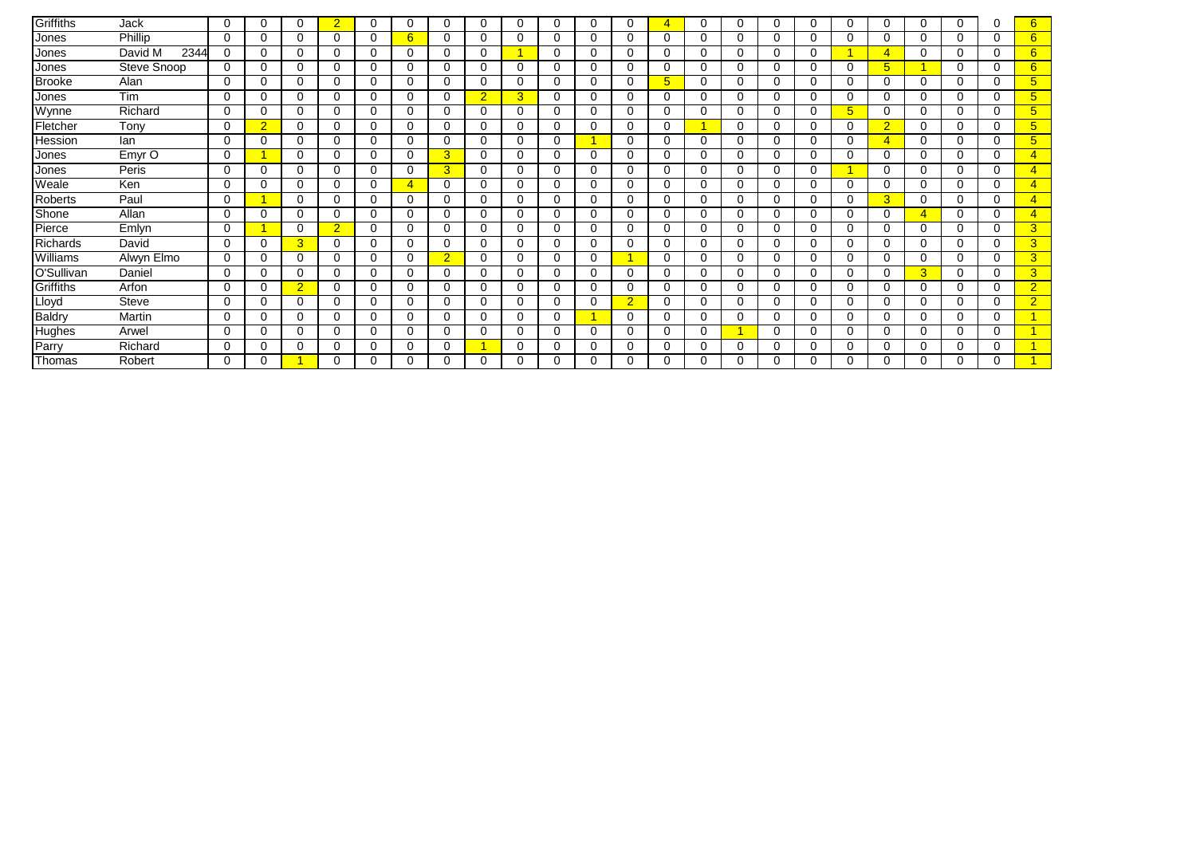| | | | | | | | | | | | | | | | | | | | | | | | | |
|---|---|---|---|---|---|---|---|---|---|---|---|---|---|---|---|---|---|---|---|---|---|---|---|---|
| Griffiths | Jack | 0 | 0 | 0 | 2 | 0 | 0 | 0 | 0 | 0 | 0 | 0 | 0 | 4 | 0 | 0 | 0 | 0 | 0 | 0 | 0 | 0 | 0 | 6 |
| Jones | Phillip | 0 | 0 | 0 | 0 | 0 | 6 | 0 | 0 | 0 | 0 | 0 | 0 | 0 | 0 | 0 | 0 | 0 | 0 | 0 | 0 | 0 | 0 | 6 |
| Jones | David M 2344 | 0 | 0 | 0 | 0 | 0 | 0 | 0 | 0 | 1 | 0 | 0 | 0 | 0 | 0 | 0 | 0 | 0 | 1 | 4 | 0 | 0 | 0 | 6 |
| Jones | Steve Snoop | 0 | 0 | 0 | 0 | 0 | 0 | 0 | 0 | 0 | 0 | 0 | 0 | 0 | 0 | 0 | 0 | 0 | 0 | 5 | 1 | 0 | 0 | 6 |
| Brooke | Alan | 0 | 0 | 0 | 0 | 0 | 0 | 0 | 0 | 0 | 0 | 0 | 0 | 5 | 0 | 0 | 0 | 0 | 0 | 0 | 0 | 0 | 0 | 5 |
| Jones | Tim | 0 | 0 | 0 | 0 | 0 | 0 | 0 | 2 | 3 | 0 | 0 | 0 | 0 | 0 | 0 | 0 | 0 | 0 | 0 | 0 | 0 | 0 | 5 |
| Wynne | Richard | 0 | 0 | 0 | 0 | 0 | 0 | 0 | 0 | 0 | 0 | 0 | 0 | 0 | 0 | 0 | 0 | 0 | 5 | 0 | 0 | 0 | 0 | 5 |
| Fletcher | Tony | 0 | 2 | 0 | 0 | 0 | 0 | 0 | 0 | 0 | 0 | 0 | 0 | 0 | 1 | 0 | 0 | 0 | 0 | 2 | 0 | 0 | 0 | 5 |
| Hession | Ian | 0 | 0 | 0 | 0 | 0 | 0 | 0 | 0 | 0 | 0 | 1 | 0 | 0 | 0 | 0 | 0 | 0 | 0 | 4 | 0 | 0 | 0 | 5 |
| Jones | Emyr O | 0 | 1 | 0 | 0 | 0 | 0 | 3 | 0 | 0 | 0 | 0 | 0 | 0 | 0 | 0 | 0 | 0 | 0 | 0 | 0 | 0 | 0 | 4 |
| Jones | Peris | 0 | 0 | 0 | 0 | 0 | 0 | 3 | 0 | 0 | 0 | 0 | 0 | 0 | 0 | 0 | 0 | 0 | 1 | 0 | 0 | 0 | 0 | 4 |
| Weale | Ken | 0 | 0 | 0 | 0 | 0 | 4 | 0 | 0 | 0 | 0 | 0 | 0 | 0 | 0 | 0 | 0 | 0 | 0 | 0 | 0 | 0 | 0 | 4 |
| Roberts | Paul | 0 | 1 | 0 | 0 | 0 | 0 | 0 | 0 | 0 | 0 | 0 | 0 | 0 | 0 | 0 | 0 | 0 | 0 | 3 | 0 | 0 | 0 | 4 |
| Shone | Allan | 0 | 0 | 0 | 0 | 0 | 0 | 0 | 0 | 0 | 0 | 0 | 0 | 0 | 0 | 0 | 0 | 0 | 0 | 0 | 4 | 0 | 0 | 4 |
| Pierce | Emlyn | 0 | 1 | 0 | 2 | 0 | 0 | 0 | 0 | 0 | 0 | 0 | 0 | 0 | 0 | 0 | 0 | 0 | 0 | 0 | 0 | 0 | 0 | 3 |
| Richards | David | 0 | 0 | 3 | 0 | 0 | 0 | 0 | 0 | 0 | 0 | 0 | 0 | 0 | 0 | 0 | 0 | 0 | 0 | 0 | 0 | 0 | 0 | 3 |
| Williams | Alwyn Elmo | 0 | 0 | 0 | 0 | 0 | 0 | 2 | 0 | 0 | 0 | 0 | 1 | 0 | 0 | 0 | 0 | 0 | 0 | 0 | 0 | 0 | 0 | 3 |
| O'Sullivan | Daniel | 0 | 0 | 0 | 0 | 0 | 0 | 0 | 0 | 0 | 0 | 0 | 0 | 0 | 0 | 0 | 0 | 0 | 0 | 0 | 3 | 0 | 0 | 3 |
| Griffiths | Arfon | 0 | 0 | 2 | 0 | 0 | 0 | 0 | 0 | 0 | 0 | 0 | 0 | 0 | 0 | 0 | 0 | 0 | 0 | 0 | 0 | 0 | 0 | 2 |
| Lloyd | Steve | 0 | 0 | 0 | 0 | 0 | 0 | 0 | 0 | 0 | 0 | 0 | 2 | 0 | 0 | 0 | 0 | 0 | 0 | 0 | 0 | 0 | 0 | 2 |
| Baldry | Martin | 0 | 0 | 0 | 0 | 0 | 0 | 0 | 0 | 0 | 0 | 1 | 0 | 0 | 0 | 0 | 0 | 0 | 0 | 0 | 0 | 0 | 0 | 1 |
| Hughes | Arwel | 0 | 0 | 0 | 0 | 0 | 0 | 0 | 0 | 0 | 0 | 0 | 0 | 0 | 0 | 1 | 0 | 0 | 0 | 0 | 0 | 0 | 0 | 1 |
| Parry | Richard | 0 | 0 | 0 | 0 | 0 | 0 | 0 | 1 | 0 | 0 | 0 | 0 | 0 | 0 | 0 | 0 | 0 | 0 | 0 | 0 | 0 | 0 | 1 |
| Thomas | Robert | 0 | 0 | 1 | 0 | 0 | 0 | 0 | 0 | 0 | 0 | 0 | 0 | 0 | 0 | 0 | 0 | 0 | 0 | 0 | 0 | 0 | 0 | 1 |